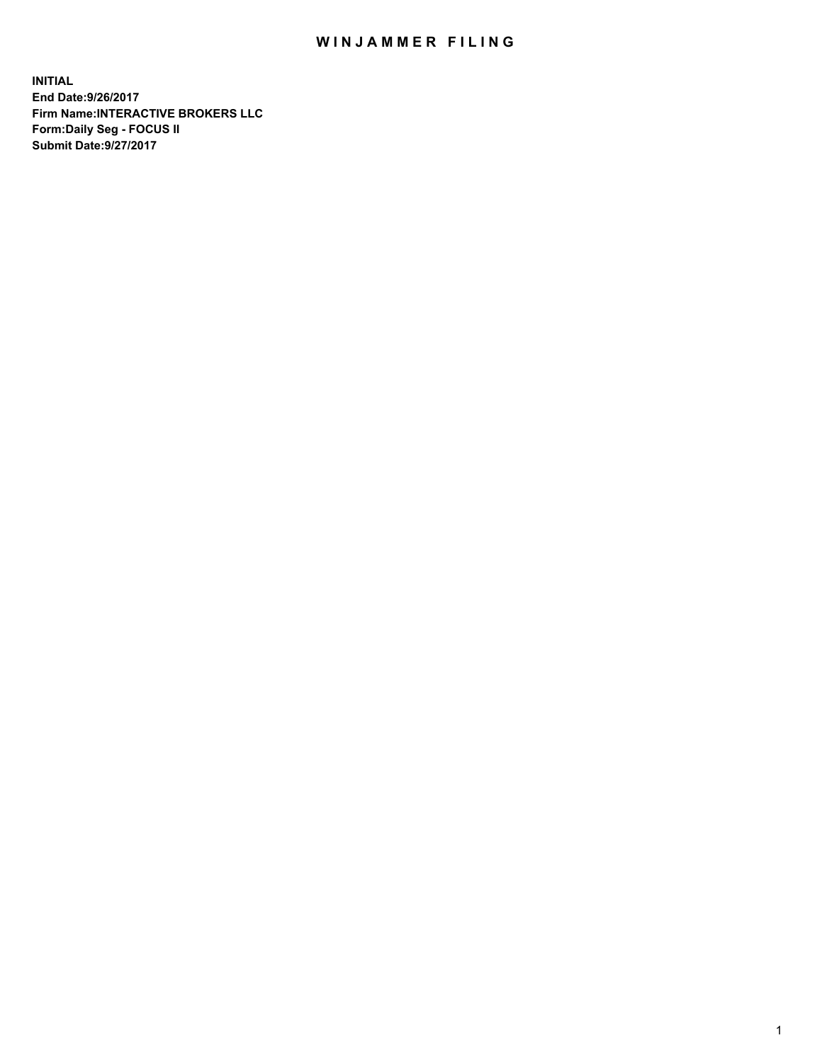# WINJAMMER FILING

**INITIAL**
**End Date:9/26/2017**
**Firm Name:INTERACTIVE BROKERS LLC**
**Form:Daily Seg - FOCUS II**
**Submit Date:9/27/2017**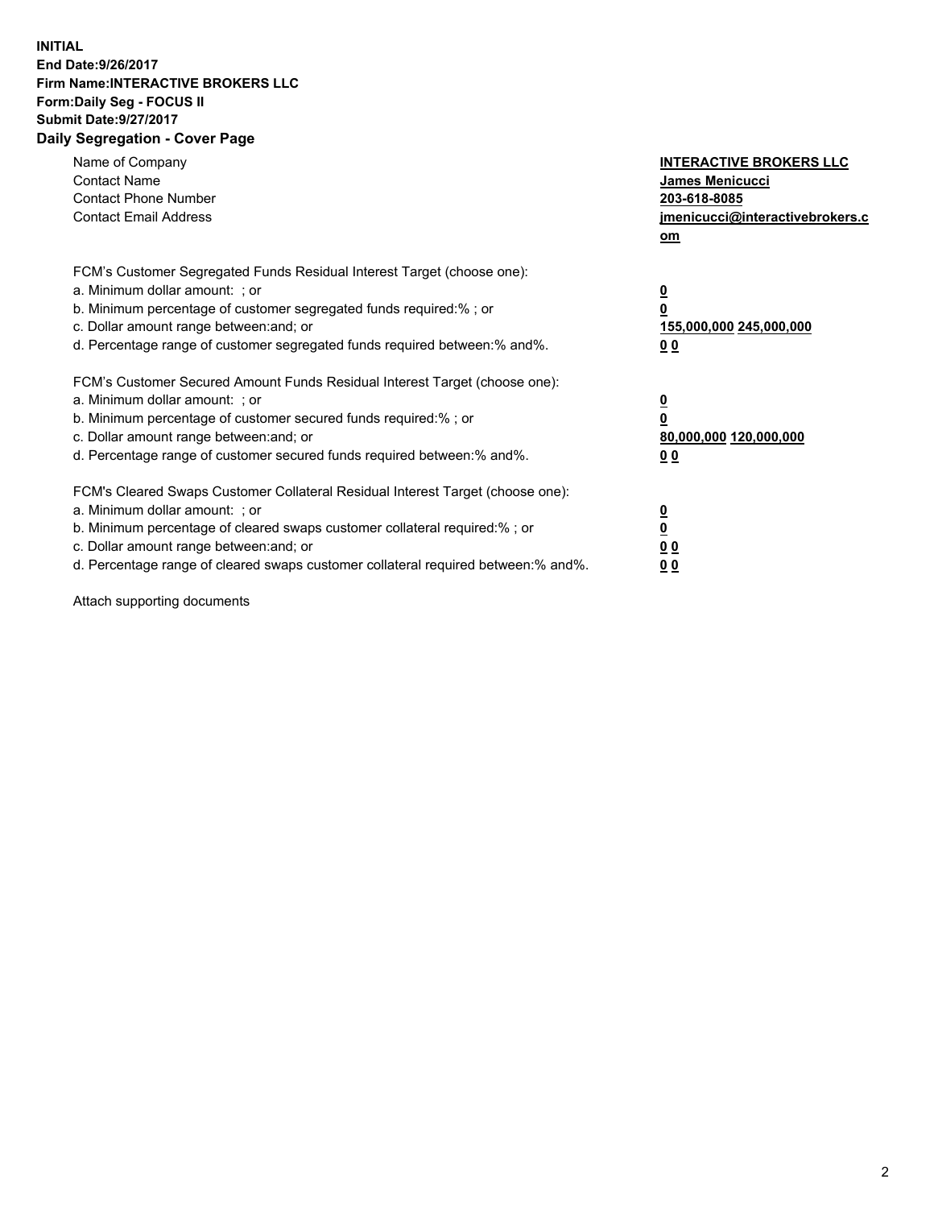**INITIAL**
**End Date:9/26/2017**
**Firm Name:INTERACTIVE BROKERS LLC**
**Form:Daily Seg - FOCUS II**
**Submit Date:9/27/2017**
**Daily Segregation - Cover Page**

| | |
|---|---|
| Name of Company | **INTERACTIVE BROKERS LLC** |
| Contact Name | **James Menicucci** |
| Contact Phone Number | **203-618-8085** |
| Contact Email Address | **jmenicucci@interactivebrokers.com** |

FCM's Customer Segregated Funds Residual Interest Target (choose one):

| | |
|---|---|
| a. Minimum dollar amount: ; or | **0** |
| b. Minimum percentage of customer segregated funds required:% ; or | **0** |
| c. Dollar amount range between:and; or | **155,000,000 245,000,000** |
| d. Percentage range of customer segregated funds required between:% and%. | **0 0** |

FCM's Customer Secured Amount Funds Residual Interest Target (choose one):

| | |
|---|---|
| a. Minimum dollar amount: ; or | **0** |
| b. Minimum percentage of customer secured funds required:% ; or | **0** |
| c. Dollar amount range between:and; or | **80,000,000 120,000,000** |
| d. Percentage range of customer secured funds required between:% and%. | **0 0** |

FCM's Cleared Swaps Customer Collateral Residual Interest Target (choose one):

| | |
|---|---|
| a. Minimum dollar amount: ; or | **0** |
| b. Minimum percentage of cleared swaps customer collateral required:% ; or | **0** |
| c. Dollar amount range between:and; or | **0 0** |
| d. Percentage range of cleared swaps customer collateral required between:% and%. | **0 0** |

Attach supporting documents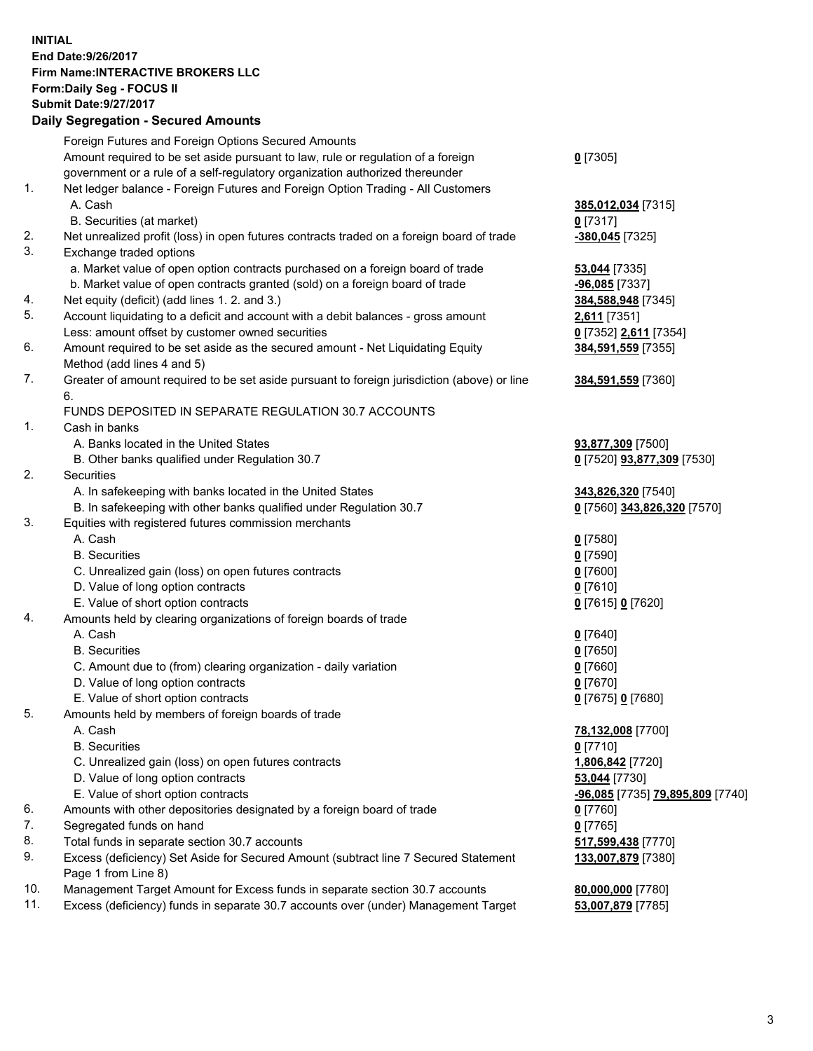**INITIAL**
**End Date:9/26/2017**
**Firm Name:INTERACTIVE BROKERS LLC**
**Form:Daily Seg - FOCUS II**
**Submit Date:9/27/2017**
**Daily Segregation - Secured Amounts**

| | | |
|---|---|---|
| | Foreign Futures and Foreign Options Secured Amounts | |
| | Amount required to be set aside pursuant to law, rule or regulation of a foreign government or a rule of a self-regulatory organization authorized thereunder | **0** [7305] |
| 1. | Net ledger balance - Foreign Futures and Foreign Option Trading - All Customers | |
| | A. Cash | **385,012,034** [7315] |
| | B. Securities (at market) | **0** [7317] |
| 2. | Net unrealized profit (loss) in open futures contracts traded on a foreign board of trade | **-380,045** [7325] |
| 3. | Exchange traded options | |
| | a. Market value of open option contracts purchased on a foreign board of trade | **53,044** [7335] |
| | b. Market value of open contracts granted (sold) on a foreign board of trade | **-96,085** [7337] |
| 4. | Net equity (deficit) (add lines 1. 2. and 3.) | **384,588,948** [7345] |
| 5. | Account liquidating to a deficit and account with a debit balances - gross amount | **2,611** [7351] |
| | Less: amount offset by customer owned securities | **0** [7352] **2,611** [7354] |
| 6. | Amount required to be set aside as the secured amount - Net Liquidating Equity Method (add lines 4 and 5) | **384,591,559** [7355] |
| 7. | Greater of amount required to be set aside pursuant to foreign jurisdiction (above) or line 6. | **384,591,559** [7360] |
| | FUNDS DEPOSITED IN SEPARATE REGULATION 30.7 ACCOUNTS | |
| 1. | Cash in banks | |
| | A. Banks located in the United States | **93,877,309** [7500] |
| | B. Other banks qualified under Regulation 30.7 | **0** [7520] **93,877,309** [7530] |
| 2. | Securities | |
| | A. In safekeeping with banks located in the United States | **343,826,320** [7540] |
| | B. In safekeeping with other banks qualified under Regulation 30.7 | **0** [7560] **343,826,320** [7570] |
| 3. | Equities with registered futures commission merchants | |
| | A. Cash | **0** [7580] |
| | B. Securities | **0** [7590] |
| | C. Unrealized gain (loss) on open futures contracts | **0** [7600] |
| | D. Value of long option contracts | **0** [7610] |
| | E. Value of short option contracts | **0** [7615] **0** [7620] |
| 4. | Amounts held by clearing organizations of foreign boards of trade | |
| | A. Cash | **0** [7640] |
| | B. Securities | **0** [7650] |
| | C. Amount due to (from) clearing organization - daily variation | **0** [7660] |
| | D. Value of long option contracts | **0** [7670] |
| | E. Value of short option contracts | **0** [7675] **0** [7680] |
| 5. | Amounts held by members of foreign boards of trade | |
| | A. Cash | **78,132,008** [7700] |
| | B. Securities | **0** [7710] |
| | C. Unrealized gain (loss) on open futures contracts | **1,806,842** [7720] |
| | D. Value of long option contracts | **53,044** [7730] |
| | E. Value of short option contracts | **-96,085** [7735] **79,895,809** [7740] |
| 6. | Amounts with other depositories designated by a foreign board of trade | **0** [7760] |
| 7. | Segregated funds on hand | **0** [7765] |
| 8. | Total funds in separate section 30.7 accounts | **517,599,438** [7770] |
| 9. | Excess (deficiency) Set Aside for Secured Amount (subtract line 7 Secured Statement Page 1 from Line 8) | **133,007,879** [7380] |
| 10. | Management Target Amount for Excess funds in separate section 30.7 accounts | **80,000,000** [7780] |
| 11. | Excess (deficiency) funds in separate 30.7 accounts over (under) Management Target | **53,007,879** [7785] |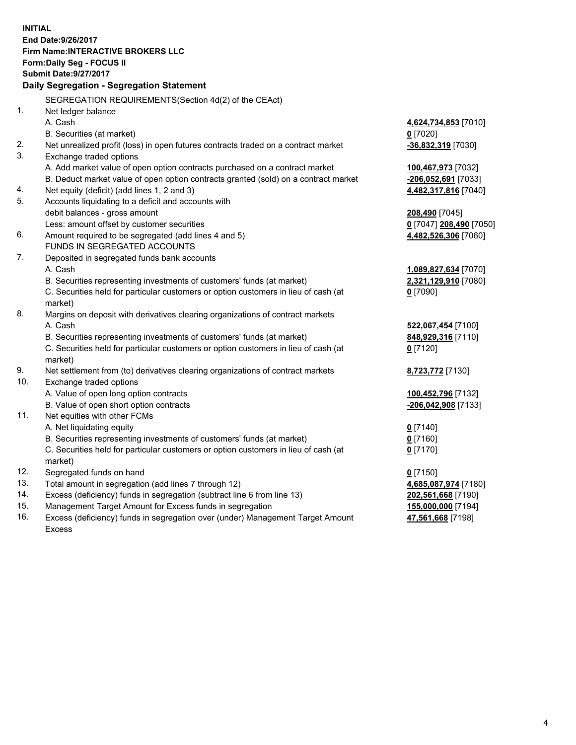**INITIAL**
**End Date:9/26/2017**
**Firm Name:INTERACTIVE BROKERS LLC**
**Form:Daily Seg - FOCUS II**
**Submit Date:9/27/2017**

### Daily Segregation - Segregation Statement

| | | |
|---|---|---|
| | SEGREGATION REQUIREMENTS(Section 4d(2) of the CEAct) | |
| 1. | Net ledger balance | |
| | A. Cash | **4,624,734,853** [7010] |
| | B. Securities (at market) | **0** [7020] |
| 2. | Net unrealized profit (loss) in open futures contracts traded on a contract market | **-36,832,319** [7030] |
| 3. | Exchange traded options | |
| | A. Add market value of open option contracts purchased on a contract market | **100,467,973** [7032] |
| | B. Deduct market value of open option contracts granted (sold) on a contract market | **-206,052,691** [7033] |
| 4. | Net equity (deficit) (add lines 1, 2 and 3) | **4,482,317,816** [7040] |
| 5. | Accounts liquidating to a deficit and accounts with | |
| | debit balances - gross amount | **208,490** [7045] |
| | Less: amount offset by customer securities | **0** [7047] **208,490** [7050] |
| 6. | Amount required to be segregated (add lines 4 and 5) | **4,482,526,306** [7060] |
| | FUNDS IN SEGREGATED ACCOUNTS | |
| 7. | Deposited in segregated funds bank accounts | |
| | A. Cash | **1,089,827,634** [7070] |
| | B. Securities representing investments of customers' funds (at market) | **2,321,129,910** [7080] |
| | C. Securities held for particular customers or option customers in lieu of cash (at market) | **0** [7090] |
| 8. | Margins on deposit with derivatives clearing organizations of contract markets | |
| | A. Cash | **522,067,454** [7100] |
| | B. Securities representing investments of customers' funds (at market) | **848,929,316** [7110] |
| | C. Securities held for particular customers or option customers in lieu of cash (at market) | **0** [7120] |
| 9. | Net settlement from (to) derivatives clearing organizations of contract markets | **8,723,772** [7130] |
| 10. | Exchange traded options | |
| | A. Value of open long option contracts | **100,452,796** [7132] |
| | B. Value of open short option contracts | **-206,042,908** [7133] |
| 11. | Net equities with other FCMs | |
| | A. Net liquidating equity | **0** [7140] |
| | B. Securities representing investments of customers' funds (at market) | **0** [7160] |
| | C. Securities held for particular customers or option customers in lieu of cash (at market) | **0** [7170] |
| 12. | Segregated funds on hand | **0** [7150] |
| 13. | Total amount in segregation (add lines 7 through 12) | **4,685,087,974** [7180] |
| 14. | Excess (deficiency) funds in segregation (subtract line 6 from line 13) | **202,561,668** [7190] |
| 15. | Management Target Amount for Excess funds in segregation | **155,000,000** [7194] |
| 16. | Excess (deficiency) funds in segregation over (under) Management Target Amount Excess | **47,561,668** [7198] |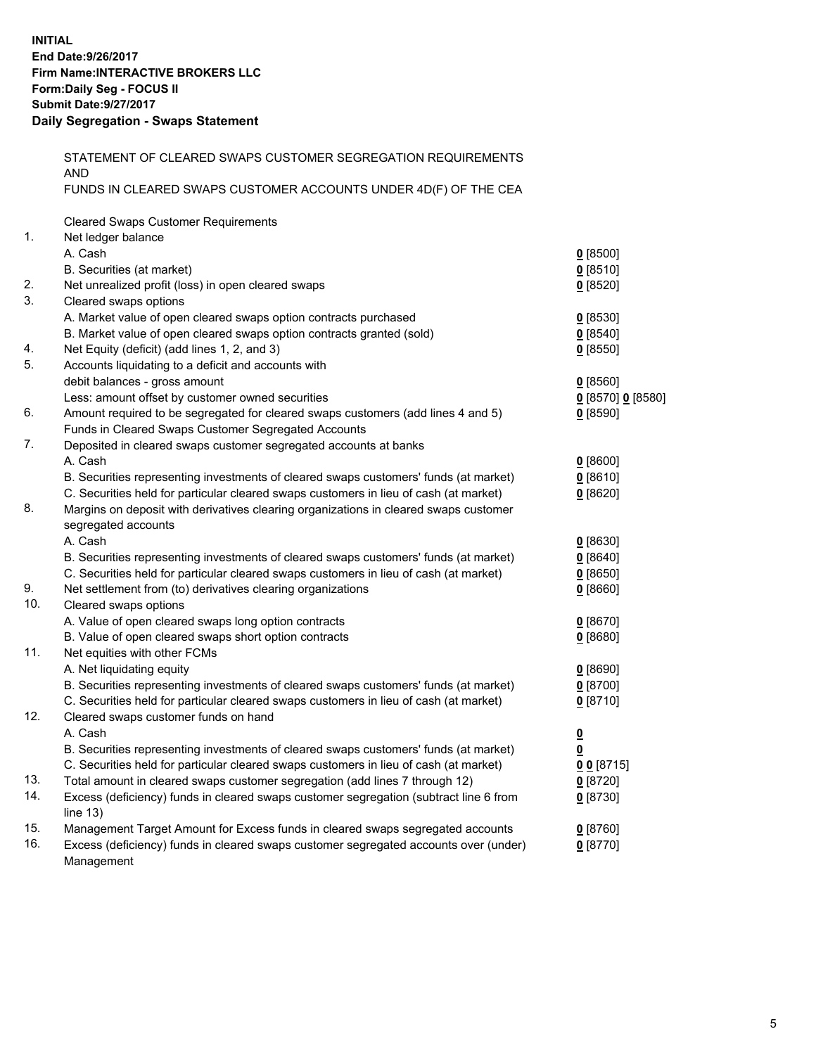**INITIAL**
**End Date:9/26/2017**
**Firm Name:INTERACTIVE BROKERS LLC**
**Form:Daily Seg - FOCUS II**
**Submit Date:9/27/2017**
**Daily Segregation - Swaps Statement**

STATEMENT OF CLEARED SWAPS CUSTOMER SEGREGATION REQUIREMENTS AND FUNDS IN CLEARED SWAPS CUSTOMER ACCOUNTS UNDER 4D(F) OF THE CEA

| | | |
|---|---|---|
| | Cleared Swaps Customer Requirements | |
| 1. | Net ledger balance | |
| | A. Cash | 0 [8500] |
| | B. Securities (at market) | 0 [8510] |
| 2. | Net unrealized profit (loss) in open cleared swaps | 0 [8520] |
| 3. | Cleared swaps options | |
| | A. Market value of open cleared swaps option contracts purchased | 0 [8530] |
| | B. Market value of open cleared swaps option contracts granted (sold) | 0 [8540] |
| 4. | Net Equity (deficit) (add lines 1, 2, and 3) | 0 [8550] |
| 5. | Accounts liquidating to a deficit and accounts with | |
| | debit balances - gross amount | 0 [8560] |
| | Less: amount offset by customer owned securities | 0 [8570] 0 [8580] |
| 6. | Amount required to be segregated for cleared swaps customers (add lines 4 and 5) | 0 [8590] |
| | Funds in Cleared Swaps Customer Segregated Accounts | |
| 7. | Deposited in cleared swaps customer segregated accounts at banks | |
| | A. Cash | 0 [8600] |
| | B. Securities representing investments of cleared swaps customers' funds (at market) | 0 [8610] |
| | C. Securities held for particular cleared swaps customers in lieu of cash (at market) | 0 [8620] |
| 8. | Margins on deposit with derivatives clearing organizations in cleared swaps customer segregated accounts | |
| | A. Cash | 0 [8630] |
| | B. Securities representing investments of cleared swaps customers' funds (at market) | 0 [8640] |
| | C. Securities held for particular cleared swaps customers in lieu of cash (at market) | 0 [8650] |
| 9. | Net settlement from (to) derivatives clearing organizations | 0 [8660] |
| 10. | Cleared swaps options | |
| | A. Value of open cleared swaps long option contracts | 0 [8670] |
| | B. Value of open cleared swaps short option contracts | 0 [8680] |
| 11. | Net equities with other FCMs | |
| | A. Net liquidating equity | 0 [8690] |
| | B. Securities representing investments of cleared swaps customers' funds (at market) | 0 [8700] |
| | C. Securities held for particular cleared swaps customers in lieu of cash (at market) | 0 [8710] |
| 12. | Cleared swaps customer funds on hand | |
| | A. Cash | 0 |
| | B. Securities representing investments of cleared swaps customers' funds (at market) | 0 |
| | C. Securities held for particular cleared swaps customers in lieu of cash (at market) | 0 0 [8715] |
| 13. | Total amount in cleared swaps customer segregation (add lines 7 through 12) | 0 [8720] |
| 14. | Excess (deficiency) funds in cleared swaps customer segregation (subtract line 6 from line 13) | 0 [8730] |
| 15. | Management Target Amount for Excess funds in cleared swaps segregated accounts | 0 [8760] |
| 16. | Excess (deficiency) funds in cleared swaps customer segregated accounts over (under) Management | 0 [8770] |